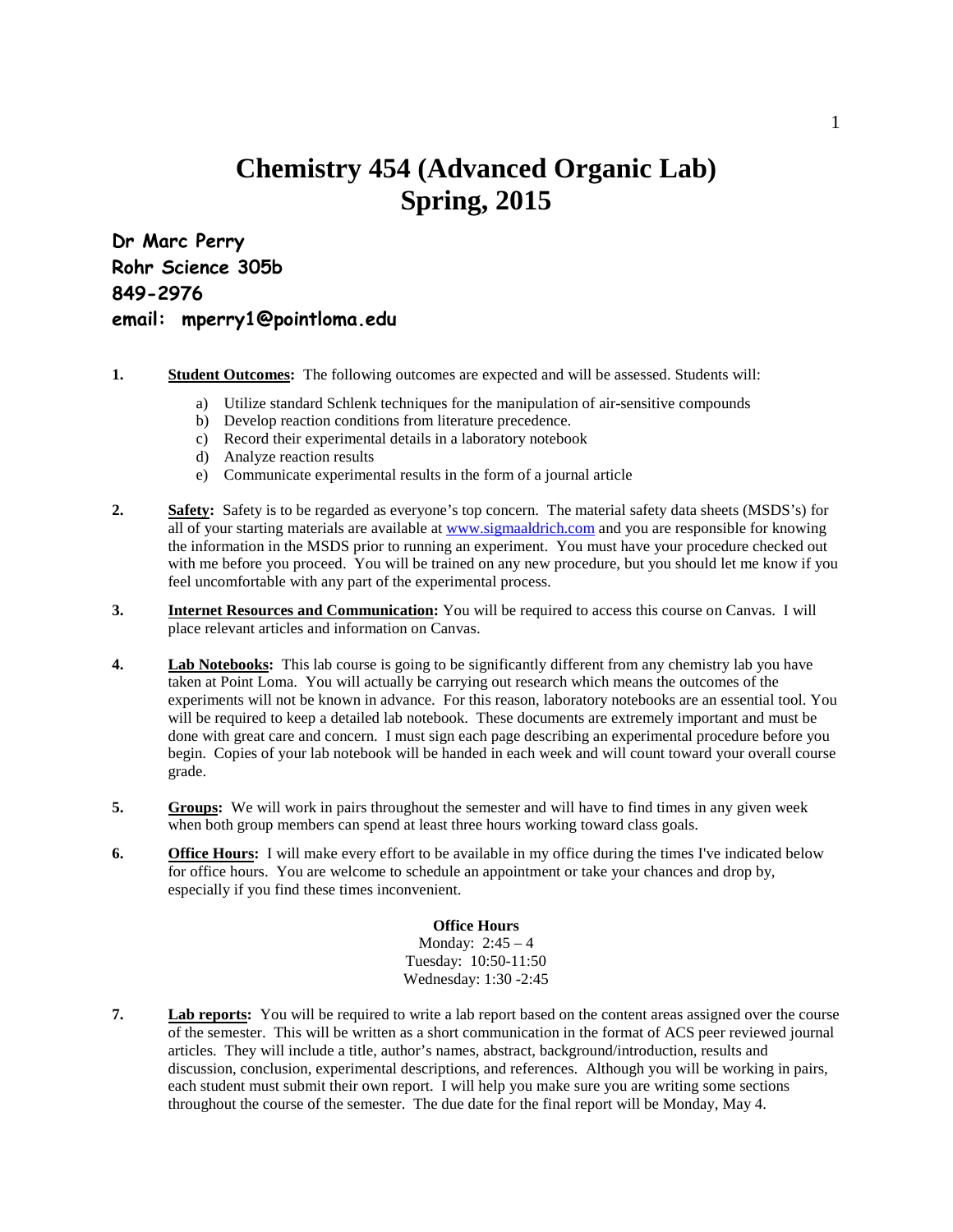# Chemistry 454 (Advanced Organic Lab)
# Spring, 2015

**Dr Marc Perry**
**Rohr Science 305b**
**849-2976**
**email: mperry1@pointloma.edu**

1. **Student Outcomes:** The following outcomes are expected and will be assessed. Students will:
   a) Utilize standard Schlenk techniques for the manipulation of air-sensitive compounds
   b) Develop reaction conditions from literature precedence.
   c) Record their experimental details in a laboratory notebook
   d) Analyze reaction results
   e) Communicate experimental results in the form of a journal article

2. **Safety:** Safety is to be regarded as everyone's top concern. The material safety data sheets (MSDS's) for all of your starting materials are available at www.sigmaaldrich.com and you are responsible for knowing the information in the MSDS prior to running an experiment. You must have your procedure checked out with me before you proceed. You will be trained on any new procedure, but you should let me know if you feel uncomfortable with any part of the experimental process.

3. **Internet Resources and Communication:** You will be required to access this course on Canvas. I will place relevant articles and information on Canvas.

4. **Lab Notebooks:** This lab course is going to be significantly different from any chemistry lab you have taken at Point Loma. You will actually be carrying out research which means the outcomes of the experiments will not be known in advance. For this reason, laboratory notebooks are an essential tool. You will be required to keep a detailed lab notebook. These documents are extremely important and must be done with great care and concern. I must sign each page describing an experimental procedure before you begin. Copies of your lab notebook will be handed in each week and will count toward your overall course grade.

5. **Groups:** We will work in pairs throughout the semester and will have to find times in any given week when both group members can spend at least three hours working toward class goals.

6. **Office Hours:** I will make every effort to be available in my office during the times I've indicated below for office hours. You are welcome to schedule an appointment or take your chances and drop by, especially if you find these times inconvenient.

   **Office Hours**
   Monday: 2:45 – 4
   Tuesday: 10:50-11:50
   Wednesday: 1:30 -2:45

7. **Lab reports:** You will be required to write a lab report based on the content areas assigned over the course of the semester. This will be written as a short communication in the format of ACS peer reviewed journal articles. They will include a title, author's names, abstract, background/introduction, results and discussion, conclusion, experimental descriptions, and references. Although you will be working in pairs, each student must submit their own report. I will help you make sure you are writing some sections throughout the course of the semester. The due date for the final report will be Monday, May 4.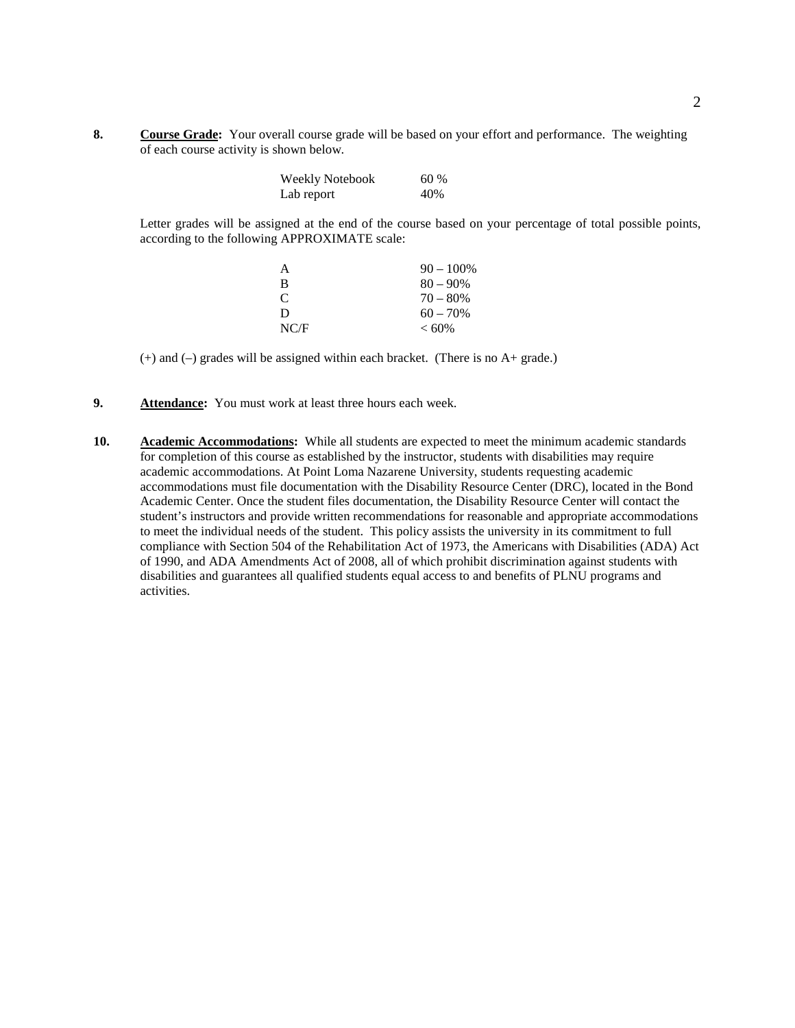**8.** **Course Grade:** Your overall course grade will be based on your effort and performance. The weighting of each course activity is shown below.

| | |
|---|---|
| Weekly Notebook | 60 % |
| Lab report | 40% |

Letter grades will be assigned at the end of the course based on your percentage of total possible points, according to the following APPROXIMATE scale:

| | |
|---|---|
| A | 90 – 100% |
| B | 80 – 90% |
| C | 70 – 80% |
| D | 60 – 70% |
| NC/F | < 60% |

(+) and (–) grades will be assigned within each bracket. (There is no A+ grade.)

**9.** **Attendance:** You must work at least three hours each week.

**10.** **Academic Accommodations:** While all students are expected to meet the minimum academic standards for completion of this course as established by the instructor, students with disabilities may require academic accommodations. At Point Loma Nazarene University, students requesting academic accommodations must file documentation with the Disability Resource Center (DRC), located in the Bond Academic Center. Once the student files documentation, the Disability Resource Center will contact the student's instructors and provide written recommendations for reasonable and appropriate accommodations to meet the individual needs of the student. This policy assists the university in its commitment to full compliance with Section 504 of the Rehabilitation Act of 1973, the Americans with Disabilities (ADA) Act of 1990, and ADA Amendments Act of 2008, all of which prohibit discrimination against students with disabilities and guarantees all qualified students equal access to and benefits of PLNU programs and activities.